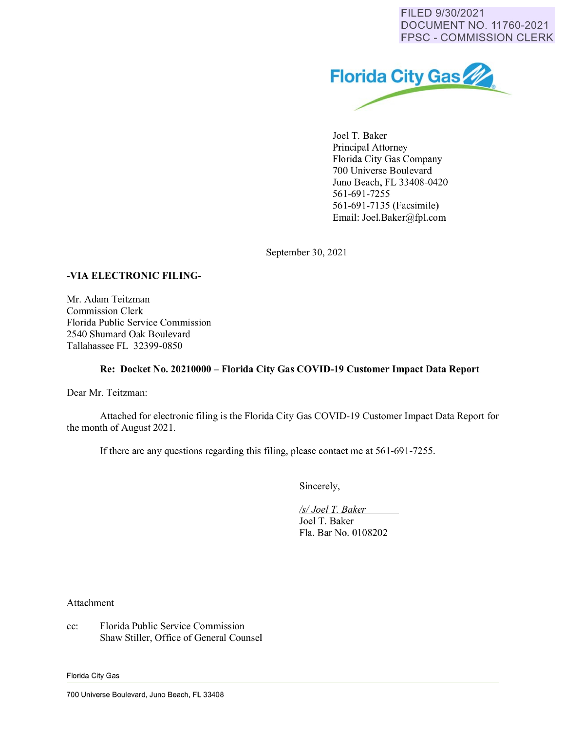FILED 9/30/2021
DOCUMENT NO. 11760-2021
FPSC - COMMISSION CLERK

Florida City Gas

Joel T. Baker
Principal Attorney
Florida City Gas Company
700 Universe Boulevard
Juno Beach, FL 33408-0420
561-691-7255
561-691-7135 (Facsimile)
Email: Joel.Baker@fpl.com

September 30, 2021

**-VIA ELECTRONIC FILING-**

Mr. Adam Teitzman
Commission Clerk
Florida Public Service Commission
2540 Shumard Oak Boulevard
Tallahassee FL 32399-0850

**Re: Docket No. 20210000 – Florida City Gas COVID-19 Customer Impact Data Report**

Dear Mr. Teitzman:

Attached for electronic filing is the Florida City Gas COVID-19 Customer Impact Data Report for the month of August 2021.

If there are any questions regarding this filing, please contact me at 561-691-7255.

Sincerely,

*/s/ Joel T. Baker*
Joel T. Baker
Fla. Bar No. 0108202

Attachment

cc: Florida Public Service Commission
Shaw Stiller, Office of General Counsel

Florida City Gas

700 Universe Boulevard, Juno Beach, FL 33408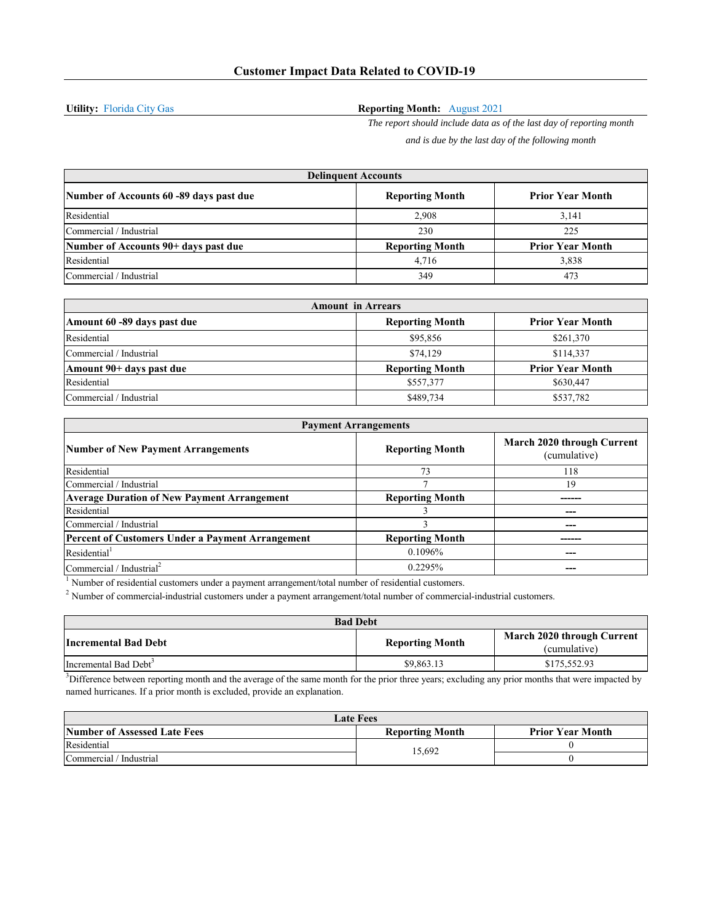## Customer Impact Data Related to COVID-19

**Utility:** Florida City Gas

**Reporting Month:** August 2021

*The report should include data as of the last day of reporting month and is due by the last day of the following month*

| Delinquent Accounts | | |
|---|---|---|
| **Number of Accounts 60 -89 days past due** | **Reporting Month** | **Prior Year Month** |
| Residential | 2,908 | 3,141 |
| Commercial / Industrial | 230 | 225 |
| **Number of Accounts 90+ days past due** | **Reporting Month** | **Prior Year Month** |
| Residential | 4,716 | 3,838 |
| Commercial / Industrial | 349 | 473 |

| Amount in Arrears | | |
|---|---|---|
| **Amount 60 -89 days past due** | **Reporting Month** | **Prior Year Month** |
| Residential | $95,856 | $261,370 |
| Commercial / Industrial | $74,129 | $114,337 |
| **Amount 90+ days past due** | **Reporting Month** | **Prior Year Month** |
| Residential | $557,377 | $630,447 |
| Commercial / Industrial | $489,734 | $537,782 |

| Payment Arrangements | | |
|---|---|---|
| **Number of New Payment Arrangements** | **Reporting Month** | **March 2020 through Current** (cumulative) |
| Residential | 73 | 118 |
| Commercial / Industrial | 7 | 19 |
| **Average Duration of New Payment Arrangement** | **Reporting Month** | ------ |
| Residential | 3 | --- |
| Commercial / Industrial | 3 | --- |
| **Percent of Customers Under a Payment Arrangement** | **Reporting Month** | ------ |
| Residential[1] | 0.1096% | --- |
| Commercial / Industrial[2] | 0.2295% | --- |

[1] Number of residential customers under a payment arrangement/total number of residential customers.

[2] Number of commercial-industrial customers under a payment arrangement/total number of commercial-industrial customers.

| Bad Debt | | |
|---|---|---|
| **Incremental Bad Debt** | **Reporting Month** | **March 2020 through Current** (cumulative) |
| Incremental Bad Debt[3] | $9,863.13 | $175,552.93 |

[3] Difference between reporting month and the average of the same month for the prior three years; excluding any prior months that were impacted by named hurricanes. If a prior month is excluded, provide an explanation.

| Late Fees | | |
|---|---|---|
| **Number of Assessed Late Fees** | **Reporting Month** | **Prior Year Month** |
| Residential | 15,692 | 0 |
| Commercial / Industrial | | 0 |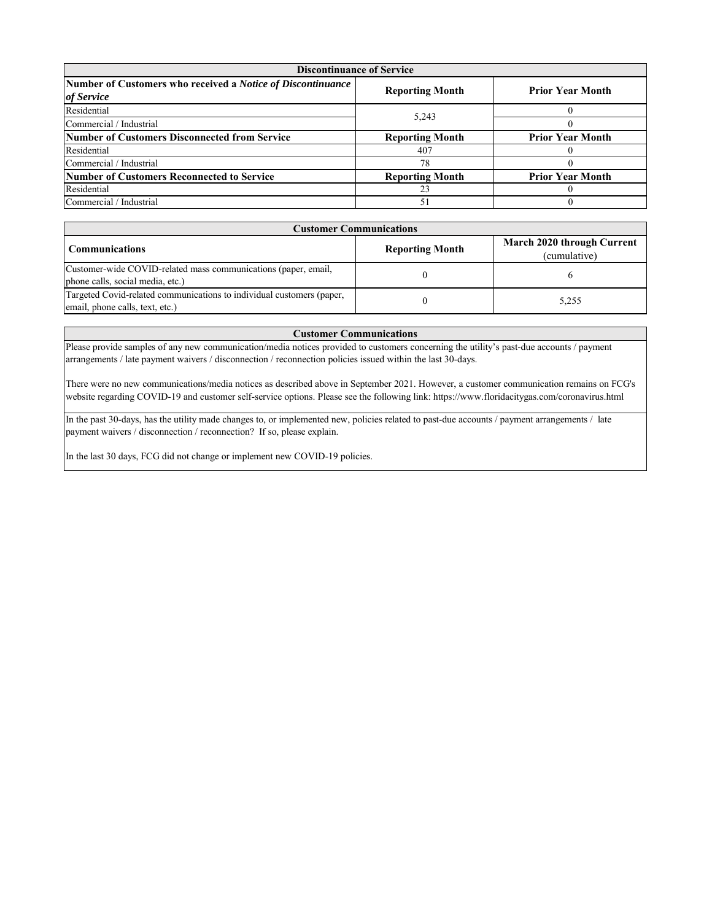| Discontinuance of Service | | |
|---|---|---|
| **Number of Customers who received a *Notice of Discontinuance of Service*** | **Reporting Month** | **Prior Year Month** |
| Residential | 5,243 | 0 |
| Commercial / Industrial | | 0 |
| **Number of Customers Disconnected from Service** | **Reporting Month** | **Prior Year Month** |
| Residential | 407 | 0 |
| Commercial / Industrial | 78 | 0 |
| **Number of Customers Reconnected to Service** | **Reporting Month** | **Prior Year Month** |
| Residential | 23 | 0 |
| Commercial / Industrial | 51 | 0 |

| Customer Communications | | |
|---|---|---|
| **Communications** | **Reporting Month** | **March 2020 through Current** (cumulative) |
| Customer-wide COVID-related mass communications (paper, email, phone calls, social media, etc.) | 0 | 6 |
| Targeted Covid-related communications to individual customers (paper, email, phone calls, text, etc.) | 0 | 5,255 |

**Customer Communications**

Please provide samples of any new communication/media notices provided to customers concerning the utility's past-due accounts / payment arrangements / late payment waivers / disconnection / reconnection policies issued within the last 30-days.

There were no new communications/media notices as described above in September 2021. However, a customer communication remains on FCG's website regarding COVID-19 and customer self-service options. Please see the following link: https://www.floridacitygas.com/coronavirus.html

In the past 30-days, has the utility made changes to, or implemented new, policies related to past-due accounts / payment arrangements / late payment waivers / disconnection / reconnection? If so, please explain.

In the last 30 days, FCG did not change or implement new COVID-19 policies.